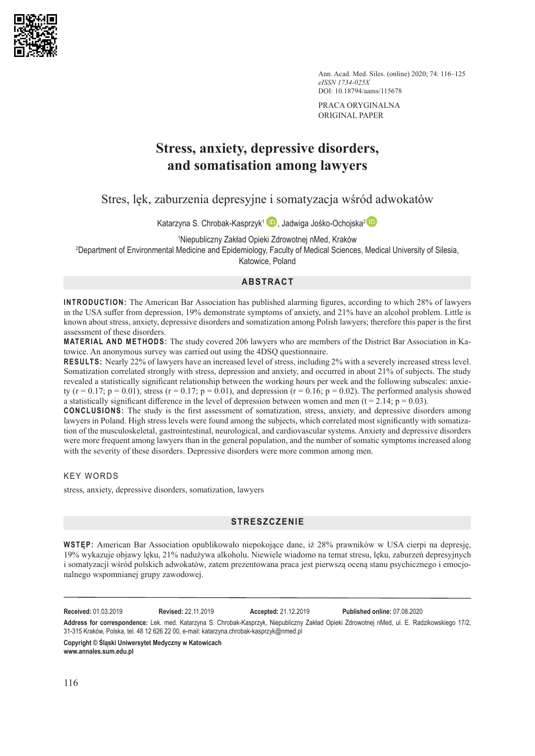PRACA ORYGINALNA
ORIGINAL PAPER

# Stress, anxiety, depressive disorders, and somatisation among lawyers

## Stres, lęk, zaburzenia depresyjne i somatyzacja wśród adwokatów

Katarzyna S. Chrobak-Kasprzyk[1], Jadwiga Jośko-Ochojska[2]

[1]Niepubliczny Zakład Opieki Zdrowotnej nMed, Kraków
[2]Department of Environmental Medicine and Epidemiology, Faculty of Medical Sciences, Medical University of Silesia, Katowice, Poland

## ABSTRACT

**INTRODUCTION:** The American Bar Association has published alarming figures, according to which 28% of lawyers in the USA suffer from depression, 19% demonstrate symptoms of anxiety, and 21% have an alcohol problem. Little is known about stress, anxiety, depressive disorders and somatization among Polish lawyers; therefore this paper is the first assessment of these disorders.

**MATERIAL AND METHODS:** The study covered 206 lawyers who are members of the District Bar Association in Katowice. An anonymous survey was carried out using the 4DSQ questionnaire.

**RESULTS:** Nearly 22% of lawyers have an increased level of stress, including 2% with a severely increased stress level. Somatization correlated strongly with stress, depression and anxiety, and occurred in about 21% of subjects. The study revealed a statistically significant relationship between the working hours per week and the following subscales: anxiety ($r = 0.17$; $p = 0.01$), stress ($r = 0.17$; $p = 0.01$), and depression ($r = 0.16$; $p = 0.02$). The performed analysis showed a statistically significant difference in the level of depression between women and men ($t = 2.14$; $p = 0.03$).

**CONCLUSIONS:** The study is the first assessment of somatization, stress, anxiety, and depressive disorders among lawyers in Poland. High stress levels were found among the subjects, which correlated most significantly with somatization of the musculoskeletal, gastrointestinal, neurological, and cardiovascular systems. Anxiety and depressive disorders were more frequent among lawyers than in the general population, and the number of somatic symptoms increased along with the severity of these disorders. Depressive disorders were more common among men.

### KEY WORDS

stress, anxiety, depressive disorders, somatization, lawyers

## STRESZCZENIE

**WSTĘP:** American Bar Association opublikowało niepokojące dane, iż 28% prawników w USA cierpi na depresję, 19% wykazuje objawy lęku, 21% nadużywa alkoholu. Niewiele wiadomo na temat stresu, lęku, zaburzeń depresyjnych i somatyzacji wśród polskich adwokatów, zatem prezentowana praca jest pierwszą oceną stanu psychicznego i emocjonalnego wspomnianej grupy zawodowej.

---

**Received:** 01.03.2019 **Revised:** 22.11.2019 **Accepted:** 21.12.2019 **Published online:** 07.08.2020

**Address for correspondence:** Lek. med. Katarzyna S. Chrobak-Kasprzyk, Niepubliczny Zakład Opieki Zdrowotnej nMed, ul. E. Radzikowskiego 17/2, 31-315 Kraków, Polska, tel. 48 12 626 22 00, e-mail: katarzyna.chrobak-kasprzyk@nmed.pl

**Copyright © Śląski Uniwersytet Medyczny w Katowicach**
**www.annales.sum.edu.pl**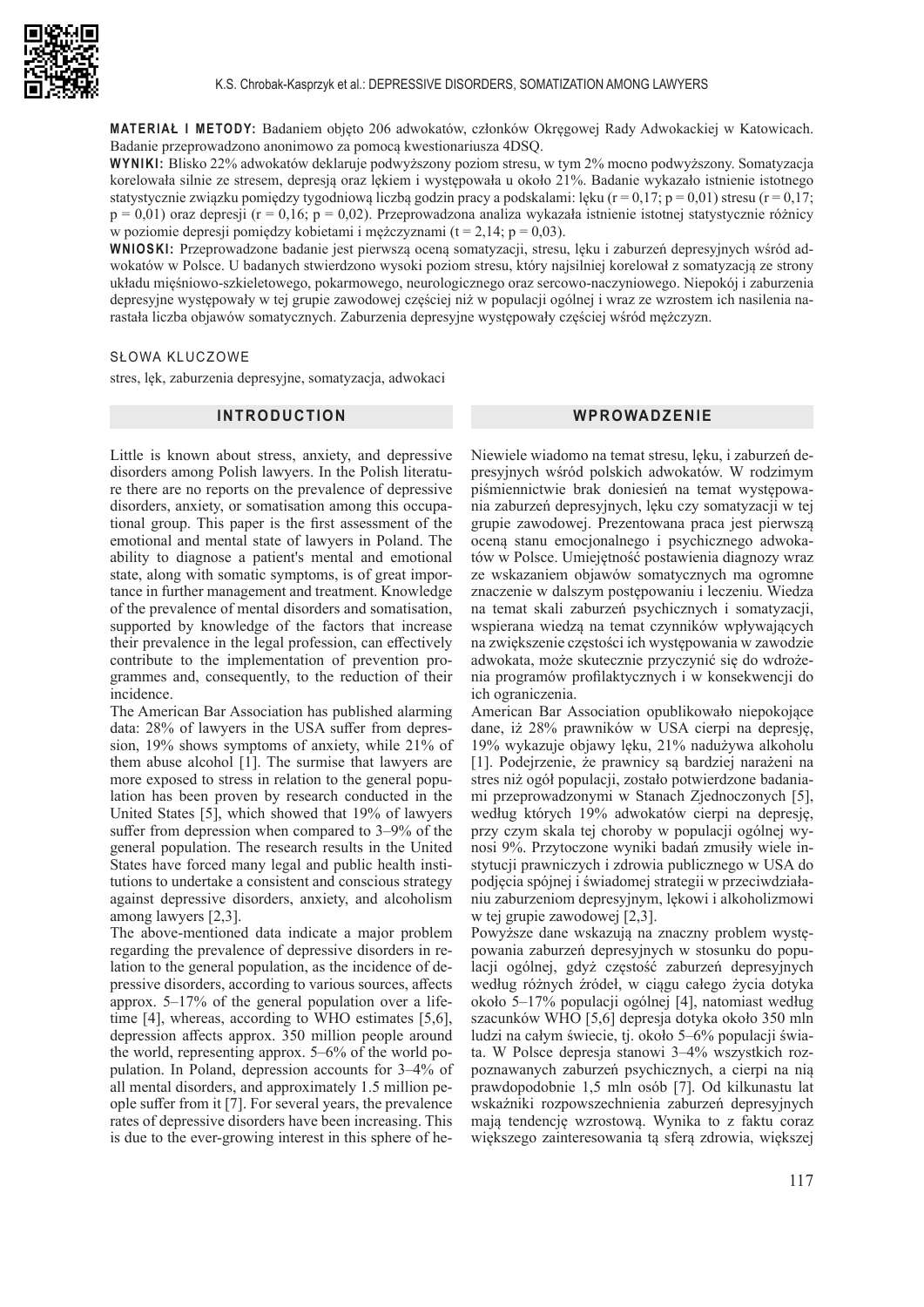**MATERIAŁ I METODY:** Badaniem objęto 206 adwokatów, członków Okręgowej Rady Adwokackiej w Katowicach. Badanie przeprowadzono anonimowo za pomocą kwestionariusza 4DSQ.

**WYNIKI:** Blisko 22% adwokatów deklaruje podwyższony poziom stresu, w tym 2% mocno podwyższony. Somatyzacja korelowała silnie ze stresem, depresją oraz lękiem i występowała u około 21%. Badanie wykazało istnienie istotnego statystycznie związku pomiędzy tygodniową liczbą godzin pracy a podskalami: lęku ($r = 0,17$; $p = 0,01$) stresu ($r = 0,17$; $p = 0,01$) oraz depresji ($r = 0,16$; $p = 0,02$). Przeprowadzona analiza wykazała istnienie istotnej statystycznie różnicy w poziomie depresji pomiędzy kobietami i mężczyznami ($t = 2,14$; $p = 0,03$).

**WNIOSKI:** Przeprowadzone badanie jest pierwszą oceną somatyzacji, stresu, lęku i zaburzeń depresyjnych wśród adwokatów w Polsce. U badanych stwierdzono wysoki poziom stresu, który najsilniej korelował z somatyzacją ze strony układu mięśniowo-szkieletowego, pokarmowego, neurologicznego oraz sercowo-naczyniowego. Niepokój i zaburzenia depresyjne występowały w tej grupie zawodowej częściej niż w populacji ogólnej i wraz ze wzrostem ich nasilenia narastała liczba objawów somatycznych. Zaburzenia depresyjne występowały częściej wśród mężczyzn.

SŁOWA KLUCZOWE

stres, lęk, zaburzenia depresyjne, somatyzacja, adwokaci

## INTRODUCTION

Little is known about stress, anxiety, and depressive disorders among Polish lawyers. In the Polish literature there are no reports on the prevalence of depressive disorders, anxiety, or somatisation among this occupational group. This paper is the first assessment of the emotional and mental state of lawyers in Poland. The ability to diagnose a patient's mental and emotional state, along with somatic symptoms, is of great importance in further management and treatment. Knowledge of the prevalence of mental disorders and somatisation, supported by knowledge of the factors that increase their prevalence in the legal profession, can effectively contribute to the implementation of prevention programmes and, consequently, to the reduction of their incidence.

The American Bar Association has published alarming data: 28% of lawyers in the USA suffer from depression, 19% shows symptoms of anxiety, while 21% of them abuse alcohol [1]. The surmise that lawyers are more exposed to stress in relation to the general population has been proven by research conducted in the United States [5], which showed that 19% of lawyers suffer from depression when compared to 3–9% of the general population. The research results in the United States have forced many legal and public health institutions to undertake a consistent and conscious strategy against depressive disorders, anxiety, and alcoholism among lawyers [2,3].

The above-mentioned data indicate a major problem regarding the prevalence of depressive disorders in relation to the general population, as the incidence of depressive disorders, according to various sources, affects approx. 5–17% of the general population over a lifetime [4], whereas, according to WHO estimates [5,6], depression affects approx. 350 million people around the world, representing approx. 5–6% of the world population. In Poland, depression accounts for 3–4% of all mental disorders, and approximately 1.5 million people suffer from it [7]. For several years, the prevalence rates of depressive disorders have been increasing. This is due to the ever-growing interest in this sphere of he-

## WPROWADZENIE

Niewiele wiadomo na temat stresu, lęku, i zaburzeń depresyjnych wśród polskich adwokatów. W rodzimym piśmiennictwie brak doniesień na temat występowania zaburzeń depresyjnych, lęku czy somatyzacji w tej grupie zawodowej. Prezentowana praca jest pierwszą oceną stanu emocjonalnego i psychicznego adwokatów w Polsce. Umiejętność postawienia diagnozy wraz ze wskazaniem objawów somatycznych ma ogromne znaczenie w dalszym postępowaniu i leczeniu. Wiedza na temat skali zaburzeń psychicznych i somatyzacji, wspierana wiedzą na temat czynników wpływających na zwiększenie częstości ich występowania w zawodzie adwokata, może skutecznie przyczynić się do wdrożenia programów profilaktycznych i w konsekwencji do ich ograniczenia.

American Bar Association opublikowało niepokojące dane, iż 28% prawników w USA cierpi na depresję, 19% wykazuje objawy lęku, 21% nadużywa alkoholu [1]. Podejrzenie, że prawnicy są bardziej narażeni na stres niż ogół populacji, zostało potwierdzone badaniami przeprowadzonymi w Stanach Zjednoczonych [5], według których 19% adwokatów cierpi na depresję, przy czym skala tej choroby w populacji ogólnej wynosi 9%. Przytoczone wyniki badań zmusiły wiele instytucji prawniczych i zdrowia publicznego w USA do podjęcia spójnej i świadomej strategii w przeciwdziałaniu zaburzeniom depresyjnym, lękowi i alkoholizmowi w tej grupie zawodowej [2,3].

Powyższe dane wskazują na znaczny problem występowania zaburzeń depresyjnych w stosunku do populacji ogólnej, gdyż częstość zaburzeń depresyjnych według różnych źródeł, w ciągu całego życia dotyka około 5–17% populacji ogólnej [4], natomiast według szacunków WHO [5,6] depresja dotyka około 350 mln ludzi na całym świecie, tj. około 5–6% populacji świata. W Polsce depresja stanowi 3–4% wszystkich rozpoznawanych zaburzeń psychicznych, a cierpi na nią prawdopodobnie 1,5 mln osób [7]. Od kilkunastu lat wskaźniki rozpowszechnienia zaburzeń depresyjnych mają tendencję wzrostową. Wynika to z faktu coraz większego zainteresowania tą sferą zdrowia, większej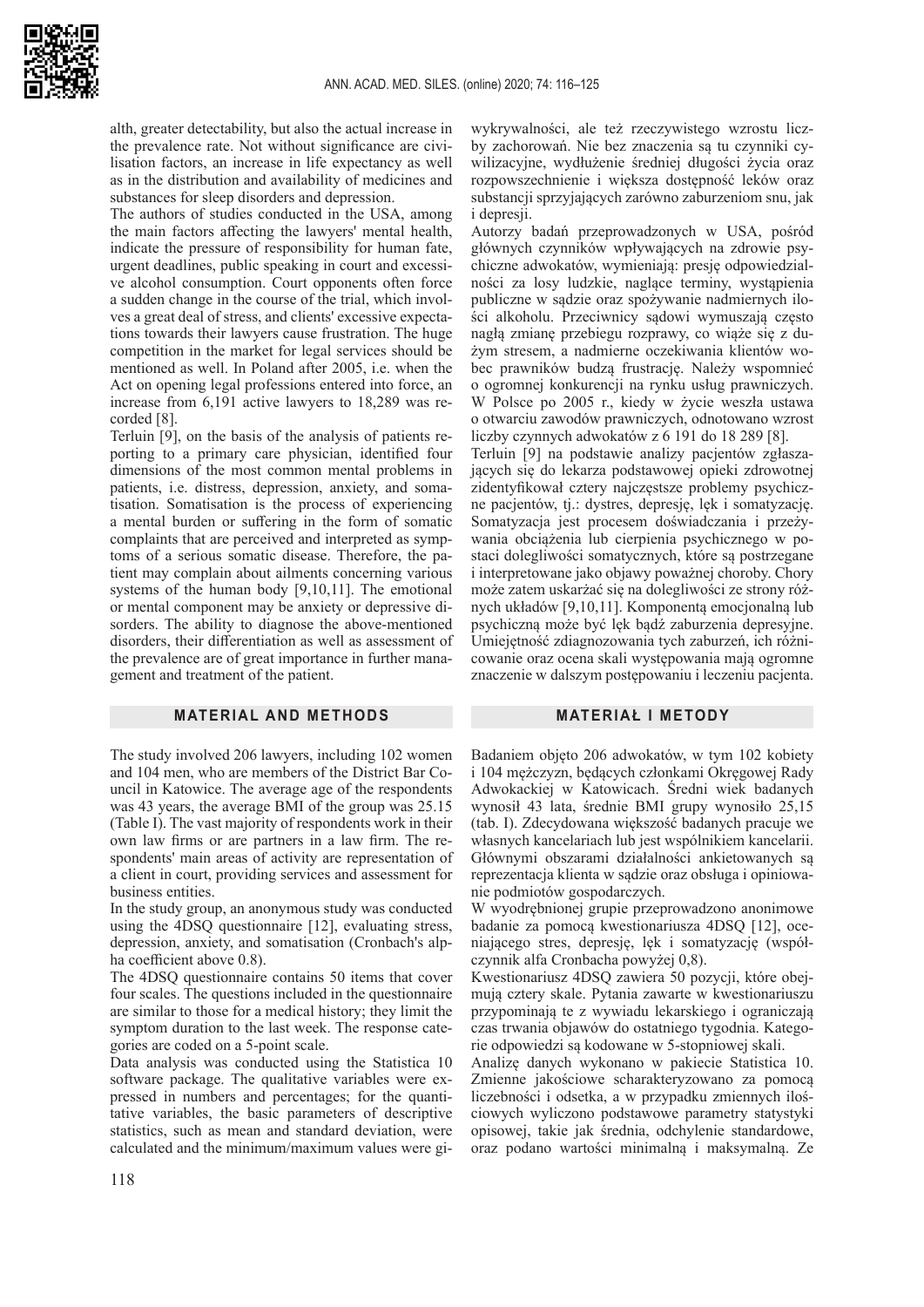alth, greater detectability, but also the actual increase in the prevalence rate. Not without significance are civilisation factors, an increase in life expectancy as well as in the distribution and availability of medicines and substances for sleep disorders and depression.

The authors of studies conducted in the USA, among the main factors affecting the lawyers' mental health, indicate the pressure of responsibility for human fate, urgent deadlines, public speaking in court and excessive alcohol consumption. Court opponents often force a sudden change in the course of the trial, which involves a great deal of stress, and clients' excessive expectations towards their lawyers cause frustration. The huge competition in the market for legal services should be mentioned as well. In Poland after 2005, i.e. when the Act on opening legal professions entered into force, an increase from 6,191 active lawyers to 18,289 was recorded [8].

Terluin [9], on the basis of the analysis of patients reporting to a primary care physician, identified four dimensions of the most common mental problems in patients, i.e. distress, depression, anxiety, and somatisation. Somatisation is the process of experiencing a mental burden or suffering in the form of somatic complaints that are perceived and interpreted as symptoms of a serious somatic disease. Therefore, the patient may complain about ailments concerning various systems of the human body [9,10,11]. The emotional or mental component may be anxiety or depressive disorders. The ability to diagnose the above-mentioned disorders, their differentiation as well as assessment of the prevalence are of great importance in further management and treatment of the patient.

## MATERIAL AND METHODS

The study involved 206 lawyers, including 102 women and 104 men, who are members of the District Bar Council in Katowice. The average age of the respondents was 43 years, the average BMI of the group was 25.15 (Table I). The vast majority of respondents work in their own law firms or are partners in a law firm. The respondents' main areas of activity are representation of a client in court, providing services and assessment for business entities.

In the study group, an anonymous study was conducted using the 4DSQ questionnaire [12], evaluating stress, depression, anxiety, and somatisation (Cronbach's alpha coefficient above 0.8).

The 4DSQ questionnaire contains 50 items that cover four scales. The questions included in the questionnaire are similar to those for a medical history; they limit the symptom duration to the last week. The response categories are coded on a 5-point scale.

Data analysis was conducted using the Statistica 10 software package. The qualitative variables were expressed in numbers and percentages; for the quantitative variables, the basic parameters of descriptive statistics, such as mean and standard deviation, were calculated and the minimum/maximum values were gi-

wykrywalności, ale też rzeczywistego wzrostu liczby zachorowań. Nie bez znaczenia są tu czynniki cywilizacyjne, wydłużenie średniej długości życia oraz rozpowszechnienie i większa dostępność leków oraz substancji sprzyjających zarówno zaburzeniom snu, jak i depresji.

Autorzy badań przeprowadzonych w USA, pośród głównych czynników wpływających na zdrowie psychiczne adwokatów, wymieniają: presję odpowiedzialności za losy ludzkie, naglące terminy, wystąpienia publiczne w sądzie oraz spożywanie nadmiernych ilości alkoholu. Przeciwnicy sądowi wymuszają często nagłą zmianę przebiegu rozprawy, co wiąże się z dużym stresem, a nadmierne oczekiwania klientów wobec prawników budzą frustrację. Należy wspomnieć o ogromnej konkurencji na rynku usług prawniczych. W Polsce po 2005 r., kiedy w życie weszła ustawa o otwarciu zawodów prawniczych, odnotowano wzrost liczby czynnych adwokatów z 6 191 do 18 289 [8].

Terluin [9] na podstawie analizy pacjentów zgłaszających się do lekarza podstawowej opieki zdrowotnej zidentyfikował cztery najczęstsze problemy psychiczne pacjentów, tj.: dystres, depresję, lęk i somatyzację. Somatyzacja jest procesem doświadczania i przeżywania obciążenia lub cierpienia psychicznego w postaci dolegliwości somatycznych, które są postrzegane i interpretowane jako objawy poważnej choroby. Chory może zatem uskarżać się na dolegliwości ze strony różnych układów [9,10,11]. Komponentą emocjonalną lub psychiczną może być lęk bądź zaburzenia depresyjne. Umiejętność zdiagnozowania tych zaburzeń, ich różnicowanie oraz ocena skali występowania mają ogromne znaczenie w dalszym postępowaniu i leczeniu pacjenta.

## MATERIAŁ I METODY

Badaniem objęto 206 adwokatów, w tym 102 kobiety i 104 mężczyzn, będących członkami Okręgowej Rady Adwokackiej w Katowicach. Średni wiek badanych wynosił 43 lata, średnie BMI grupy wynosiło 25,15 (tab. I). Zdecydowana większość badanych pracuje we własnych kancelariach lub jest wspólnikiem kancelarii. Głównymi obszarami działalności ankietowanych są reprezentacja klienta w sądzie oraz obsługa i opiniowanie podmiotów gospodarczych.

W wyodrębnionej grupie przeprowadzono anonimowe badanie za pomocą kwestionariusza 4DSQ [12], oceniającego stres, depresję, lęk i somatyzację (współczynnik alfa Cronbacha powyżej 0,8).

Kwestionariusz 4DSQ zawiera 50 pozycji, które obejmują cztery skale. Pytania zawarte w kwestionariuszu przypominają te z wywiadu lekarskiego i ograniczają czas trwania objawów do ostatniego tygodnia. Kategorie odpowiedzi są kodowane w 5-stopniowej skali.

Analizę danych wykonano w pakiecie Statistica 10. Zmienne jakościowe scharakteryzowano za pomocą liczebności i odsetka, a w przypadku zmiennych ilościowych wyliczono podstawowe parametry statystyki opisowej, takie jak średnia, odchylenie standardowe, oraz podano wartości minimalną i maksymalną. Ze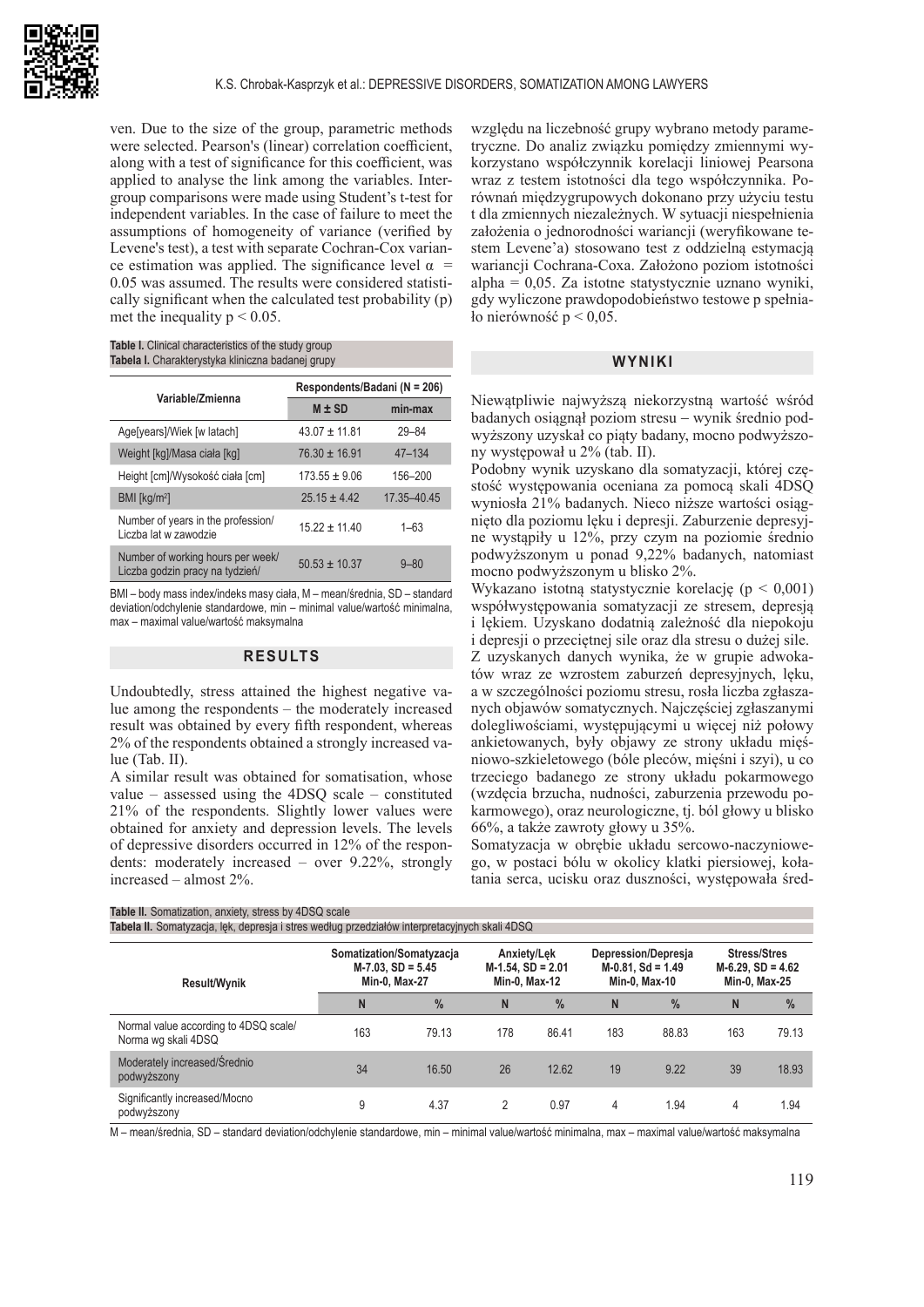ven. Due to the size of the group, parametric methods were selected. Pearson's (linear) correlation coefficient, along with a test of significance for this coefficient, was applied to analyse the link among the variables. Intergroup comparisons were made using Student's t-test for independent variables. In the case of failure to meet the assumptions of homogeneity of variance (verified by Levene's test), a test with separate Cochran-Cox variance estimation was applied. The significance level $\alpha = 0.05$ was assumed. The results were considered statistically significant when the calculated test probability (p) met the inequality $p < 0.05$.

**Table I.** Clinical characteristics of the study group
**Tabela I.** Charakterystyka kliniczna badanej grupy

| Variable/Zmienna | Respondents/Badani (N = 206) | |
|---|---|---|
| | M ± SD | min-max |
| Age[years]/Wiek [w latach] | 43.07 ± 11.81 | 29–84 |
| Weight [kg]/Masa ciała [kg] | 76.30 ± 16.91 | 47–134 |
| Height [cm]/Wysokość ciała [cm] | 173.55 ± 9.06 | 156–200 |
| BMI [kg/m$^2$] | 25.15 ± 4.42 | 17.35–40.45 |
| Number of years in the profession/ Liczba lat w zawodzie | 15.22 ± 11.40 | 1–63 |
| Number of working hours per week/ Liczba godzin pracy na tydzień/ | 50.53 ± 10.37 | 9–80 |

BMI – body mass index/indeks masy ciała, M – mean/średnia, SD – standard deviation/odchylenie standardowe, min – minimal value/wartość minimalna, max – maximal value/wartość maksymalna

## RESULTS

Undoubtedly, stress attained the highest negative value among the respondents – the moderately increased result was obtained by every fifth respondent, whereas 2% of the respondents obtained a strongly increased value (Tab. II).

A similar result was obtained for somatisation, whose value – assessed using the 4DSQ scale – constituted 21% of the respondents. Slightly lower values were obtained for anxiety and depression levels. The levels of depressive disorders occurred in 12% of the respondents: moderately increased – over 9.22%, strongly increased – almost 2%.

względu na liczebność grupy wybrano metody parametryczne. Do analiz związku pomiędzy zmiennymi wykorzystano współczynnik korelacji liniowej Pearsona wraz z testem istotności dla tego współczynnika. Porównań międzygrupowych dokonano przy użyciu testu t dla zmiennych niezależnych. W sytuacji niespełnienia założenia o jednorodności wariancji (weryfikowane testem Levene'a) stosowano test z oddzielną estymacją wariancji Cochrana-Coxa. Założono poziom istotności alpha = 0,05. Za istotne statystycznie uznano wyniki, gdy wyliczone prawdopodobieństwo testowe p spełniało nierówność $p < 0,05$.

## WYNIKI

Niewątpliwie najwyższą niekorzystną wartość wśród badanych osiągnął poziom stresu – wynik średnio podwyższony uzyskał co piąty badany, mocno podwyższony występował u 2% (tab. II).

Podobny wynik uzyskano dla somatyzacji, której częstość występowania oceniana za pomocą skali 4DSQ wyniosła 21% badanych. Nieco niższe wartości osiągnięto dla poziomu lęku i depresji. Zaburzenie depresyjne wystąpiły u 12%, przy czym na poziomie średnio podwyższonym u ponad 9,22% badanych, natomiast mocno podwyższonym u blisko 2%.

Wykazano istotną statystycznie korelację ($p < 0,001$) współwystępowania somatyzacji ze stresem, depresją i lękiem. Uzyskano dodatnią zależność dla niepokoju i depresji o przeciętnej sile oraz dla stresu o dużej sile.

Z uzyskanych danych wynika, że w grupie adwokatów wraz ze wzrostem zaburzeń depresyjnych, lęku, a w szczególności poziomu stresu, rosła liczba zgłaszanych objawów somatycznych. Najczęściej zgłaszanymi dolegliwościami, występującymi u więcej niż połowy ankietowanych, były objawy ze strony układu mięśniowo-szkieletowego (bóle pleców, mięśni i szyi), u co trzeciego badanego ze strony układu pokarmowego (wzdęcia brzucha, nudności, zaburzenia przewodu pokarmowego), oraz neurologiczne, tj. ból głowy u blisko 66%, a także zawroty głowy u 35%.

Somatyzacja w obrębie układu sercowo-naczyniowego, w postaci bólu w okolicy klatki piersiowej, kołatania serca, ucisku oraz duszności, występowała śred-

**Table II.** Somatization, anxiety, stress by 4DSQ scale
**Tabela II.** Somatyzacja, lęk, depresja i stres według przedziałów interpretacyjnych skali 4DSQ

| Result/Wynik | Somatization/Somatyzacja M-7.03, SD = 5.45 Min-0, Max-27 | | Anxiety/Lęk M-1.54, SD = 2.01 Min-0, Max-12 | | Depression/Depresja M-0.81, Sd = 1.49 Min-0, Max-10 | | Stress/Stres M-6.29, SD = 4.62 Min-0, Max-25 | |
|---|---|---|---|---|---|---|---|---|
| | N | % | N | % | N | % | N | % |
| Normal value according to 4DSQ scale/ Norma wg skali 4DSQ | 163 | 79.13 | 178 | 86.41 | 183 | 88.83 | 163 | 79.13 |
| Moderately increased/Średnio podwyższony | 34 | 16.50 | 26 | 12.62 | 19 | 9.22 | 39 | 18.93 |
| Significantly increased/Mocno podwyższony | 9 | 4.37 | 2 | 0.97 | 4 | 1.94 | 4 | 1.94 |

M – mean/średnia, SD – standard deviation/odchylenie standardowe, min – minimal value/wartość minimalna, max – maximal value/wartość maksymalna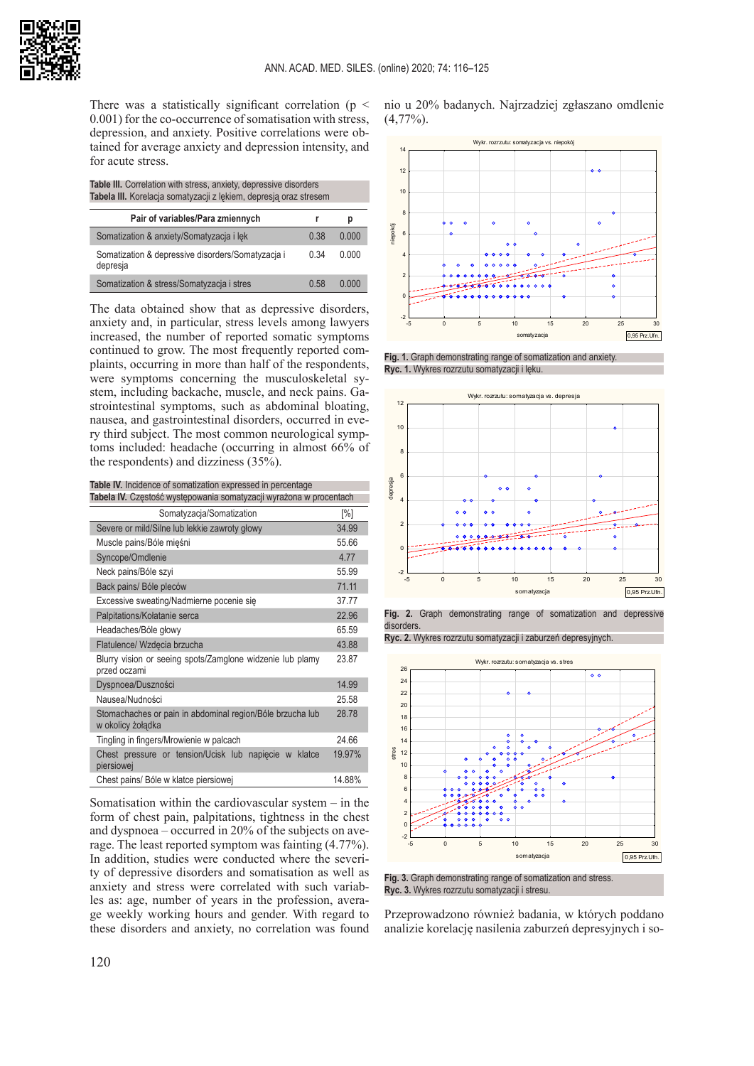There was a statistically significant correlation ($p < 0.001$) for the co-occurrence of somatisation with stress, depression, and anxiety. Positive correlations were obtained for average anxiety and depression intensity, and for acute stress.

**Table III.** Correlation with stress, anxiety, depressive disorders
**Tabela III.** Korelacja somatyzacji z lękiem, depresją oraz stresem

| Pair of variables/Para zmiennych | r | p |
|---|---|---|
| Somatization & anxiety/Somatyzacja i lęk | 0.38 | 0.000 |
| Somatization & depressive disorders/Somatyzacja i depresja | 0.34 | 0.000 |
| Somatization & stress/Somatyzacja i stres | 0.58 | 0.000 |

The data obtained show that as depressive disorders, anxiety and, in particular, stress levels among lawyers increased, the number of reported somatic symptoms continued to grow. The most frequently reported complaints, occurring in more than half of the respondents, were symptoms concerning the musculoskeletal system, including backache, muscle, and neck pains. Gastrointestinal symptoms, such as abdominal bloating, nausea, and gastrointestinal disorders, occurred in every third subject. The most common neurological symptoms included: headache (occurring in almost 66% of the respondents) and dizziness (35%).

**Table IV.** Incidence of somatization expressed in percentage
**Tabela IV.** Częstość występowania somatyzacji wyrażona w procentach

| Somatyzacja/Somatization | [%] |
|---|---|
| Severe or mild/Silne lub lekkie zawroty głowy | 34.99 |
| Muscle pains/Bóle mięśni | 55.66 |
| Syncope/Omdlenie | 4.77 |
| Neck pains/Bóle szyi | 55.99 |
| Back pains/ Bóle pleców | 71.11 |
| Excessive sweating/Nadmierne pocenie się | 37.77 |
| Palpitations/Kołatanie serca | 22.96 |
| Headaches/Bóle głowy | 65.59 |
| Flatulence/ Wzdęcia brzucha | 43.88 |
| Blurry vision or seeing spots/Zamglone widzenie lub plamy przed oczami | 23.87 |
| Dyspnoea/Duszności | 14.99 |
| Nausea/Nudności | 25.58 |
| Stomachaches or pain in abdominal region/Bóle brzucha lub w okolicy żołądka | 28.78 |
| Tingling in fingers/Mrowienie w palcach | 24.66 |
| Chest pressure or tension/Ucisk lub napięcie w klatce piersiowej | 19.97% |
| Chest pains/ Bóle w klatce piersiowej | 14.88% |

Somatisation within the cardiovascular system – in the form of chest pain, palpitations, tightness in the chest and dyspnoea – occurred in 20% of the subjects on average. The least reported symptom was fainting (4.77%). In addition, studies were conducted where the severity of depressive disorders and somatisation as well as anxiety and stress were correlated with such variables as: age, number of years in the profession, average weekly working hours and gender. With regard to these disorders and anxiety, no correlation was found nio u 20% badanych. Najrzadziej zgłaszano omdlenie (4,77%).

**Fig. 1.** Graph demonstrating range of somatization and anxiety.
**Ryc. 1.** Wykres rozrzutu somatyzacji i lęku.

**Fig. 2.** Graph demonstrating range of somatization and depressive disorders.
**Ryc. 2.** Wykres rozrzutu somatyzacji i zaburzeń depresyjnych.

**Fig. 3.** Graph demonstrating range of somatization and stress.
**Ryc. 3.** Wykres rozrzutu somatyzacji i stresu.

Przeprowadzono również badania, w których poddano analizie korelację nasilenia zaburzeń depresyjnych i so-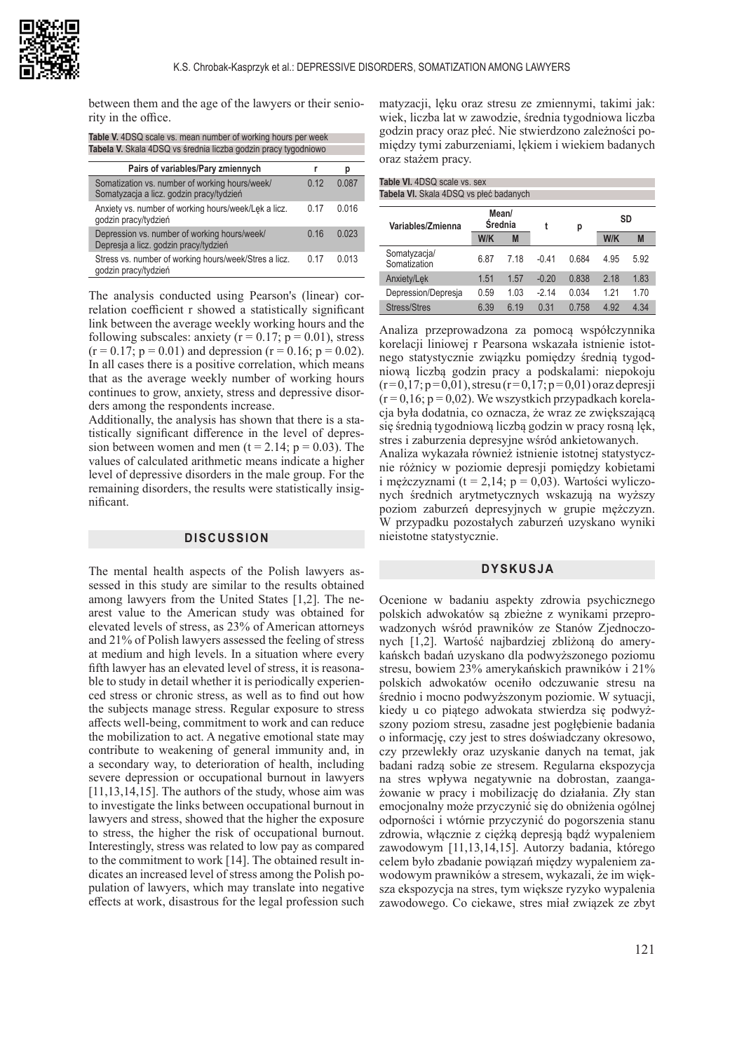between them and the age of the lawyers or their seniority in the office.

**Table V.** 4DSQ scale vs. mean number of working hours per week
**Tabela V.** Skala 4DSQ vs średnia liczba godzin pracy tygodniowo

| Pairs of variables/Pary zmiennych | r | p |
|---|---|---|
| Somatization vs. number of working hours/week/ Somatyzacja a licz. godzin pracy/tydzień | 0.12 | 0.087 |
| Anxiety vs. number of working hours/week/Lęk a licz. godzin pracy/tydzień | 0.17 | 0.016 |
| Depression vs. number of working hours/week/ Depresja a licz. godzin pracy/tydzień | 0.16 | 0.023 |
| Stress vs. number of working hours/week/Stres a licz. godzin pracy/tydzień | 0.17 | 0.013 |

The analysis conducted using Pearson's (linear) correlation coefficient r showed a statistically significant link between the average weekly working hours and the following subscales: anxiety ($r = 0.17$; $p = 0.01$), stress ($r = 0.17$; $p = 0.01$) and depression ($r = 0.16$; $p = 0.02$). In all cases there is a positive correlation, which means that as the average weekly number of working hours continues to grow, anxiety, stress and depressive disorders among the respondents increase.

Additionally, the analysis has shown that there is a statistically significant difference in the level of depression between women and men ($t = 2.14$; $p = 0.03$). The values of calculated arithmetic means indicate a higher level of depressive disorders in the male group. For the remaining disorders, the results were statistically insignificant.

## DISCUSSION

The mental health aspects of the Polish lawyers assessed in this study are similar to the results obtained among lawyers from the United States [1,2]. The nearest value to the American study was obtained for elevated levels of stress, as 23% of American attorneys and 21% of Polish lawyers assessed the feeling of stress at medium and high levels. In a situation where every fifth lawyer has an elevated level of stress, it is reasonable to study in detail whether it is periodically experienced stress or chronic stress, as well as to find out how the subjects manage stress. Regular exposure to stress affects well-being, commitment to work and can reduce the mobilization to act. A negative emotional state may contribute to weakening of general immunity and, in a secondary way, to deterioration of health, including severe depression or occupational burnout in lawyers [11,13,14,15]. The authors of the study, whose aim was to investigate the links between occupational burnout in lawyers and stress, showed that the higher the exposure to stress, the higher the risk of occupational burnout. Interestingly, stress was related to low pay as compared to the commitment to work [14]. The obtained result indicates an increased level of stress among the Polish population of lawyers, which may translate into negative effects at work, disastrous for the legal profession such

matyzacji, lęku oraz stresu ze zmiennymi, takimi jak: wiek, liczba lat w zawodzie, średnia tygodniowa liczba godzin pracy oraz płeć. Nie stwierdzono zależności pomiędzy tymi zaburzeniami, lękiem i wiekiem badanych oraz stażem pracy.

**Table VI.** 4DSQ scale vs. sex
**Tabela VI.** Skala 4DSQ vs płeć badanych

| Variables/Zmienna | Mean/ Średnia | | t | p | SD | |
|---|---|---|---|---|---|---|
| | W/K | M | | | W/K | M |
| Somatyzacja/ Somatization | 6.87 | 7.18 | -0.41 | 0.684 | 4.95 | 5.92 |
| Anxiety/Lęk | 1.51 | 1.57 | -0.20 | 0.838 | 2.18 | 1.83 |
| Depression/Depresja | 0.59 | 1.03 | -2.14 | 0.034 | 1.21 | 1.70 |
| Stress/Stres | 6.39 | 6.19 | 0.31 | 0.758 | 4.92 | 4.34 |

Analiza przeprowadzona za pomocą współczynnika korelacji liniowej r Pearsona wskazała istnienie istotnego statystycznie związku pomiędzy średnią tygodniową liczbą godzin pracy a podskalami: niepokoju ($r = 0,17$; $p = 0,01$), stresu ($r = 0,17$; $p = 0,01$) oraz depresji ($r = 0,16$; $p = 0,02$). We wszystkich przypadkach korelacja była dodatnia, co oznacza, że wraz ze zwiększającą się średnią tygodniową liczbą godzin w pracy rosną lęk, stres i zaburzenia depresyjne wśród ankietowanych.

Analiza wykazała również istnienie istotnej statystycznie różnicy w poziomie depresji pomiędzy kobietami i mężczyznami ($t = 2,14$; $p = 0,03$). Wartości wyliczonych średnich arytmetycznych wskazują na wyższy poziom zaburzeń depresyjnych w grupie mężczyzn. W przypadku pozostałych zaburzeń uzyskano wyniki nieistotne statystycznie.

## DYSKUSJA

Ocenione w badaniu aspekty zdrowia psychicznego polskich adwokatów są zbieżne z wynikami przeprowadzonych wśród prawników ze Stanów Zjednoczonych [1,2]. Wartość najbardziej zbliżoną do amerykańskich badań uzyskano dla podwyższonego poziomu stresu, bowiem 23% amerykańskich prawników i 21% polskich adwokatów oceniło odczuwanie stresu na średnio i mocno podwyższonym poziomie. W sytuacji, kiedy u co piątego adwokata stwierdza się podwyższony poziom stresu, zasadne jest pogłębienie badania o informację, czy jest to stres doświadczany okresowo, czy przewlekły oraz uzyskanie danych na temat, jak badani radzą sobie ze stresem. Regularna ekspozycja na stres wpływa negatywnie na dobrostan, zaangażowanie w pracy i mobilizację do działania. Zły stan emocjonalny może przyczynić się do obniżenia ogólnej odporności i wtórnie przyczynić do pogorszenia stanu zdrowia, włącznie z ciężką depresją bądź wypaleniem zawodowym [11,13,14,15]. Autorzy badania, którego celem było zbadanie powiązań między wypaleniem zawodowym prawników a stresem, wykazali, że im większa ekspozycja na stres, tym większe ryzyko wypalenia zawodowego. Co ciekawe, stres miał związek ze zbyt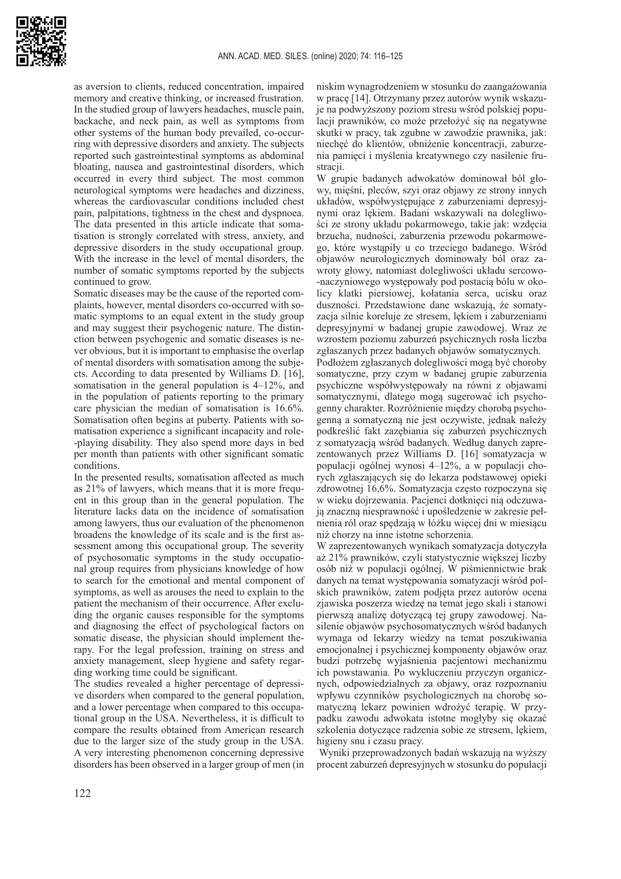as aversion to clients, reduced concentration, impaired memory and creative thinking, or increased frustration. In the studied group of lawyers headaches, muscle pain, backache, and neck pain, as well as symptoms from other systems of the human body prevailed, co-occurring with depressive disorders and anxiety. The subjects reported such gastrointestinal symptoms as abdominal bloating, nausea and gastrointestinal disorders, which occurred in every third subject. The most common neurological symptoms were headaches and dizziness, whereas the cardiovascular conditions included chest pain, palpitations, tightness in the chest and dyspnoea. The data presented in this article indicate that somatisation is strongly correlated with stress, anxiety, and depressive disorders in the study occupational group. With the increase in the level of mental disorders, the number of somatic symptoms reported by the subjects continued to grow.

Somatic diseases may be the cause of the reported complaints, however, mental disorders co-occurred with somatic symptoms to an equal extent in the study group and may suggest their psychogenic nature. The distinction between psychogenic and somatic diseases is never obvious, but it is important to emphasise the overlap of mental disorders with somatisation among the subjects. According to data presented by Williams D. [16], somatisation in the general population is 4–12%, and in the population of patients reporting to the primary care physician the median of somatisation is 16.6%. Somatisation often begins at puberty. Patients with somatisation experience a significant incapacity and role-playing disability. They also spend more days in bed per month than patients with other significant somatic conditions.

In the presented results, somatisation affected as much as 21% of lawyers, which means that it is more frequent in this group than in the general population. The literature lacks data on the incidence of somatisation among lawyers, thus our evaluation of the phenomenon broadens the knowledge of its scale and is the first assessment among this occupational group. The severity of psychosomatic symptoms in the study occupational group requires from physicians knowledge of how to search for the emotional and mental component of symptoms, as well as arouses the need to explain to the patient the mechanism of their occurrence. After excluding the organic causes responsible for the symptoms and diagnosing the effect of psychological factors on somatic disease, the physician should implement therapy. For the legal profession, training on stress and anxiety management, sleep hygiene and safety regarding working time could be significant.

The studies revealed a higher percentage of depressive disorders when compared to the general population, and a lower percentage when compared to this occupational group in the USA. Nevertheless, it is difficult to compare the results obtained from American research due to the larger size of the study group in the USA. A very interesting phenomenon concerning depressive disorders has been observed in a larger group of men (in

niskim wynagrodzeniem w stosunku do zaangażowania w pracę [14]. Otrzymany przez autorów wynik wskazuje na podwyższony poziom stresu wśród polskiej populacji prawników, co może przełożyć się na negatywne skutki w pracy, tak zgubne w zawodzie prawnika, jak: niechęć do klientów, obniżenie koncentracji, zaburzenia pamięci i myślenia kreatywnego czy nasilenie frustracji.

W grupie badanych adwokatów dominował ból głowy, mięśni, pleców, szyi oraz objawy ze strony innych układów, współwystępujące z zaburzeniami depresyjnymi oraz lękiem. Badani wskazywali na dolegliwości ze strony układu pokarmowego, takie jak: wzdęcia brzucha, nudności, zaburzenia przewodu pokarmowego, które wystąpiły u co trzeciego badanego. Wśród objawów neurologicznych dominowały ból oraz zawroty głowy, natomiast dolegliwości układu sercowo-naczyniowego występowały pod postacią bólu w okolicy klatki piersiowej, kołatania serca, ucisku oraz duszności. Przedstawione dane wskazują, że somatyzacja silnie koreluje ze stresem, lękiem i zaburzeniami depresyjnymi w badanej grupie zawodowej. Wraz ze wzrostem poziomu zaburzeń psychicznych rosła liczba zgłaszanych przez badanych objawów somatycznych.

Podłożem zgłaszanych dolegliwości mogą być choroby somatyczne, przy czym w badanej grupie zaburzenia psychiczne współwystępowały na równi z objawami somatycznymi, dlatego mogą sugerować ich psychogenny charakter. Rozróżnienie między chorobą psychogenną a somatyczną nie jest oczywiste, jednak należy podkreślić fakt zazębiania się zaburzeń psychicznych z somatyzacją wśród badanych. Według danych zaprezentowanych przez Williams D. [16] somatyzacja w populacji ogólnej wynosi 4–12%, a w populacji chorych zgłaszających się do lekarza podstawowej opieki zdrowotnej 16,6%. Somatyzacja często rozpoczyna się w wieku dojrzewania. Pacjenci dotknięci nią odczuwają znaczną niesprawność i upośledzenie w zakresie pełnienia ról oraz spędzają w łóżku więcej dni w miesiącu niż chorzy na inne istotne schorzenia.

W zaprezentowanych wynikach somatyzacja dotyczyła aż 21% prawników, czyli statystycznie większej liczby osób niż w populacji ogólnej. W piśmiennictwie brak danych na temat występowania somatyzacji wśród polskich prawników, zatem podjęta przez autorów ocena zjawiska poszerza wiedzę na temat jego skali i stanowi pierwszą analizę dotyczącą tej grupy zawodowej. Nasilenie objawów psychosomatycznych wśród badanych wymaga od lekarzy wiedzy na temat poszukiwania emocjonalnej i psychicznej komponenty objawów oraz budzi potrzebę wyjaśnienia pacjentowi mechanizmu ich powstawania. Po wykluczeniu przyczyn organicznych, odpowiedzialnych za objawy, oraz rozpoznaniu wpływu czynników psychologicznych na chorobę somatyczną lekarz powinien wdrożyć terapię. W przypadku zawodu adwokata istotne mogłyby się okazać szkolenia dotyczące radzenia sobie ze stresem, lękiem, higieny snu i czasu pracy.

Wyniki przeprowadzonych badań wskazują na wyższy procent zaburzeń depresyjnych w stosunku do populacji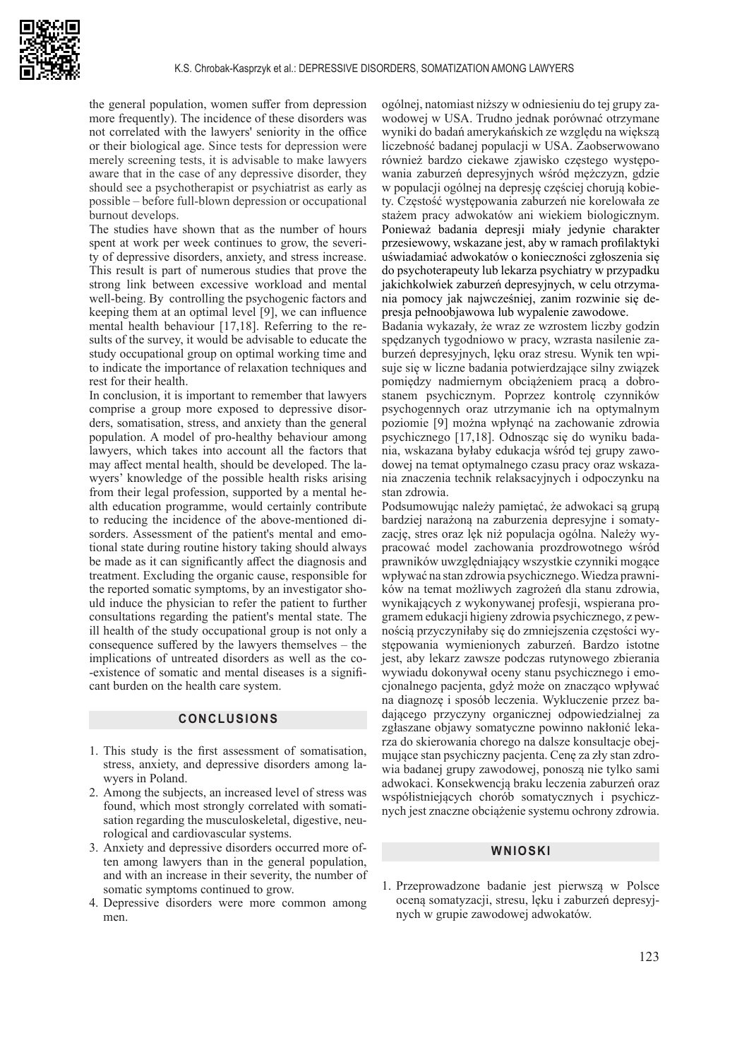the general population, women suffer from depression more frequently). The incidence of these disorders was not correlated with the lawyers' seniority in the office or their biological age. Since tests for depression were merely screening tests, it is advisable to make lawyers aware that in the case of any depressive disorder, they should see a psychotherapist or psychiatrist as early as possible – before full-blown depression or occupational burnout develops.

The studies have shown that as the number of hours spent at work per week continues to grow, the severity of depressive disorders, anxiety, and stress increase. This result is part of numerous studies that prove the strong link between excessive workload and mental well-being. By controlling the psychogenic factors and keeping them at an optimal level [9], we can influence mental health behaviour [17,18]. Referring to the results of the survey, it would be advisable to educate the study occupational group on optimal working time and to indicate the importance of relaxation techniques and rest for their health.

In conclusion, it is important to remember that lawyers comprise a group more exposed to depressive disorders, somatisation, stress, and anxiety than the general population. A model of pro-healthy behaviour among lawyers, which takes into account all the factors that may affect mental health, should be developed. The lawyers' knowledge of the possible health risks arising from their legal profession, supported by a mental health education programme, would certainly contribute to reducing the incidence of the above-mentioned disorders. Assessment of the patient's mental and emotional state during routine history taking should always be made as it can significantly affect the diagnosis and treatment. Excluding the organic cause, responsible for the reported somatic symptoms, by an investigator should induce the physician to refer the patient to further consultations regarding the patient's mental state. The ill health of the study occupational group is not only a consequence suffered by the lawyers themselves – the implications of untreated disorders as well as the co-existence of somatic and mental diseases is a significant burden on the health care system.

## CONCLUSIONS

1. This study is the first assessment of somatisation, stress, anxiety, and depressive disorders among lawyers in Poland.
2. Among the subjects, an increased level of stress was found, which most strongly correlated with somatisation regarding the musculoskeletal, digestive, neurological and cardiovascular systems.
3. Anxiety and depressive disorders occurred more often among lawyers than in the general population, and with an increase in their severity, the number of somatic symptoms continued to grow.
4. Depressive disorders were more common among men.

ogólnej, natomiast niższy w odniesieniu do tej grupy zawodowej w USA. Trudno jednak porównać otrzymane wyniki do badań amerykańskich ze względu na większą liczebność badanej populacji w USA. Zaobserwowano również bardzo ciekawe zjawisko częstego występowania zaburzeń depresyjnych wśród mężczyzn, gdzie w populacji ogólnej na depresję częściej chorują kobiety. Częstość występowania zaburzeń nie korelowała ze stażem pracy adwokatów ani wiekiem biologicznym. Ponieważ badania depresji miały jedynie charakter przesiewowy, wskazane jest, aby w ramach profilaktyki uświadamiać adwokatów o konieczności zgłoszenia się do psychoterapeuty lub lekarza psychiatry w przypadku jakichkolwiek zaburzeń depresyjnych, w celu otrzymania pomocy jak najwcześniej, zanim rozwinie się depresja pełnoobjawowa lub wypalenie zawodowe.

Badania wykazały, że wraz ze wzrostem liczby godzin spędzanych tygodniowo w pracy, wzrasta nasilenie zaburzeń depresyjnych, lęku oraz stresu. Wynik ten wpisuje się w liczne badania potwierdzające silny związek pomiędzy nadmiernym obciążeniem pracą a dobrostanem psychicznym. Poprzez kontrolę czynników psychogennych oraz utrzymanie ich na optymalnym poziomie [9] można wpłynąć na zachowanie zdrowia psychicznego [17,18]. Odnosząc się do wyniku badania, wskazana byłaby edukacja wśród tej grupy zawodowej na temat optymalnego czasu pracy oraz wskazania znaczenia technik relaksacyjnych i odpoczynku na stan zdrowia.

Podsumowując należy pamiętać, że adwokaci są grupą bardziej narażoną na zaburzenia depresyjne i somatyzację, stres oraz lęk niż populacja ogólna. Należy wypracować model zachowania prozdrowotnego wśród prawników uwzględniający wszystkie czynniki mogące wpływać na stan zdrowia psychicznego. Wiedza prawników na temat możliwych zagrożeń dla stanu zdrowia, wynikających z wykonywanej profesji, wspierana programem edukacji higieny zdrowia psychicznego, z pewnością przyczyniłaby się do zmniejszenia częstości występowania wymienionych zaburzeń. Bardzo istotne jest, aby lekarz zawsze podczas rutynowego zbierania wywiadu dokonywał oceny stanu psychicznego i emocjonalnego pacjenta, gdyż może on znacząco wpływać na diagnozę i sposób leczenia. Wykluczenie przez badającego przyczyny organicznej odpowiedzialnej za zgłaszane objawy somatyczne powinno nakłonić lekarza do skierowania chorego na dalsze konsultacje obejmujące stan psychiczny pacjenta. Cenę za zły stan zdrowia badanej grupy zawodowej, ponoszą nie tylko sami adwokaci. Konsekwencją braku leczenia zaburzeń oraz współistniejących chorób somatycznych i psychicznych jest znaczne obciążenie systemu ochrony zdrowia.

## WNIOSKI

1. Przeprowadzone badanie jest pierwszą w Polsce oceną somatyzacji, stresu, lęku i zaburzeń depresyjnych w grupie zawodowej adwokatów.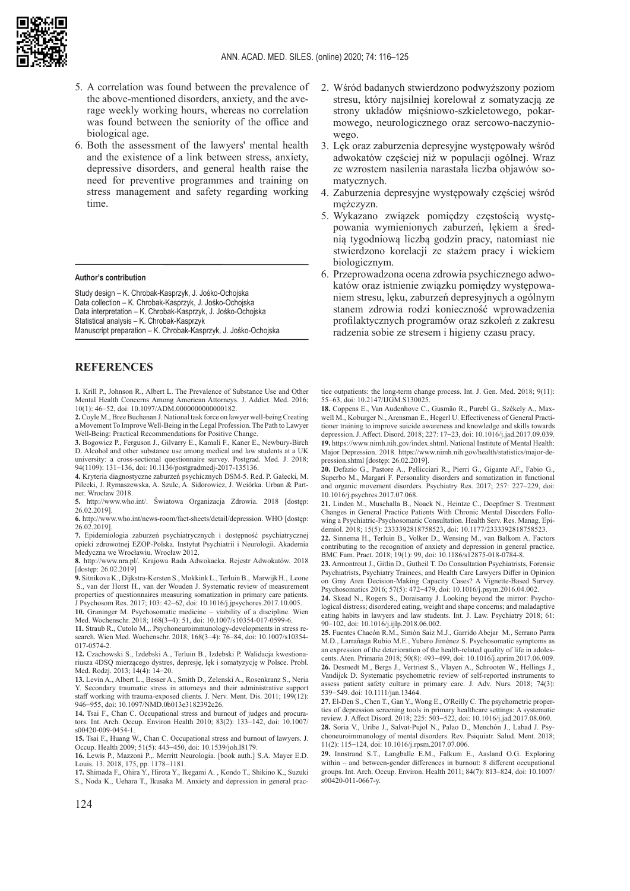5. A correlation was found between the prevalence of the above-mentioned disorders, anxiety, and the average weekly working hours, whereas no correlation was found between the seniority of the office and biological age.
6. Both the assessment of the lawyers' mental health and the existence of a link between stress, anxiety, depressive disorders, and general health raise the need for preventive programmes and training on stress management and safety regarding working time.

**Author's contribution**

Study design – K. Chrobak-Kasprzyk, J. Jośko-Ochojska
Data collection – K. Chrobak-Kasprzyk, J. Jośko-Ochojska
Data interpretation – K. Chrobak-Kasprzyk, J. Jośko-Ochojska
Statistical analysis – K. Chrobak-Kasprzyk
Manuscript preparation – K. Chrobak-Kasprzyk, J. Jośko-Ochojska

2. Wśród badanych stwierdzono podwyższony poziom stresu, który najsilniej korelował z somatyzacją ze strony układów mięśniowo-szkieletowego, pokarmowego, neurologicznego oraz sercowo-naczyniowego.
3. Lęk oraz zaburzenia depresyjne występowały wśród adwokatów częściej niż w populacji ogólnej. Wraz ze wzrostem nasilenia narastała liczba objawów somatycznych.
4. Zaburzenia depresyjne występowały częściej wśród mężczyzn.
5. Wykazano związek pomiędzy częstością występowania wymienionych zaburzeń, lękiem a średnią tygodniową liczbą godzin pracy, natomiast nie stwierdzono korelacji ze stażem pracy i wiekiem biologicznym.
6. Przeprowadzona ocena zdrowia psychicznego adwokatów oraz istnienie związku pomiędzy występowaniem stresu, lęku, zaburzeń depresyjnych a ogólnym stanem zdrowia rodzi konieczność wprowadzenia profilaktycznych programów oraz szkoleń z zakresu radzenia sobie ze stresem i higieny czasu pracy.

## REFERENCES

**1.** Krill P., Johnson R., Albert L. The Prevalence of Substance Use and Other Mental Health Concerns Among American Attorneys. J. Addict. Med. 2016; 10(1): 46–52, doi: 10.1097/ADM.0000000000000182.

**2.** Coyle M., Bree Buchanan J. National task force on lawyer well-being Creating a Movement To Improve Well-Being in the Legal Profession. The Path to Lawyer Well-Being: Practical Recommendations for Positive Change.

**3.** Bogowicz P., Ferguson J., Gilvarry E., Kamali F., Kaner E., Newbury-Birch D. Alcohol and other substance use among medical and law students at a UK university: a cross-sectional questionnaire survey. Postgrad. Med. J. 2018; 94(1109): 131–136, doi: 10.1136/postgradmedj-2017-135136.

**4.** Kryteria diagnostyczne zaburzeń psychicznych DSM-5. Red. P. Gałecki, M. Pilecki, J. Rymaszewska, A. Szulc, K. Sidorowicz, J. Wciórka. Urban & Partner. Wrocław 2018.

**5.** http://www.who.int/. Światowa Organizacja Zdrowia. 2018 [dostęp: 26.02.2019].

**6.** http://www.who.int/news-room/fact-sheets/detail/depression. WHO [dostęp: 26.02.2019].

**7.** Epidemiologia zaburzeń psychiatrycznych i dostępność psychiatrycznej opieki zdrowotnej EZOP-Polska. Instytut Psychiatrii i Neurologii. Akademia Medyczna we Wrocławiu. Wrocław 2012.

**8.** http://www.nra.pl/. Krajowa Rada Adwokacka. Rejestr Adwokatów. 2018 [dostęp: 26.02.2019]

**9.** Sitnikova K., Dijkstra-Kersten S., Mokkink L., Terluin B., Marwijk H., Leone S., van der Horst H., van der Wouden J. Systematic review of measurement properties of questionnaires measuring somatization in primary care patients. J Psychosom Res. 2017; 103: 42–62, doi: 10.1016/j.jpsychores.2017.10.005.

**10.** Graninger M. Psychosomatic medicine – viability of a discipline. Wien Med. Wochenschr. 2018; 168(3–4): 51, doi: 10.1007/s10354-017-0599-6.

**11.** Straub R., Cutolo M.,. Psychoneuroimmunology-developments in stress research. Wien Med. Wochenschr. 2018; 168(3–4): 76–84, doi: 10.1007/s10354-017-0574-2.

**12.** Czachowski S., Izdebski A., Terluin B., Izdebski P. Walidacja kwestionariusza 4DSQ mierzącego dystres, depresję, lęk i somatyzację w Polsce. Probl. Med. Rodzj. 2013; 14(4): 14–20.

**13.** Levin A., Albert L., Besser A., Smith D., Zelenski A., Rosenkranz S., Neria Y. Secondary traumatic stress in attorneys and their administrative support staff working with trauma-exposed clients. J. Nerv. Ment. Dis. 2011; 199(12): 946–955, doi: 10.1097/NMD.0b013e3182392c26.

**14.** Tsai F., Chan C. Occupational stress and burnout of judges and procurators. Int. Arch. Occup. Environ Health 2010; 83(2): 133–142, doi: 10.1007/s00420-009-0454-1.

**15.** Tsai F., Huang W., Chan C. Occupational stress and burnout of lawyers. J. Occup. Health 2009; 51(5): 443–450, doi: 10.1539/joh.l8179.

**16.** Lewis P., Mazzoni P.,. Merritt Neurologia. [book auth.] S.A. Mayer E.D. Louis. 13. 2018, 175, pp. 1178–1181.

**17.** Shimada F., Ohira Y., Hirota Y., Ikegami A. , Kondo T., Shikino K., Suzuki S., Noda K., Uehara T., Ikusaka M. Anxiety and depression in general practice outpatients: the long-term change process. Int. J. Gen. Med. 2018; 9(11): 55–63, doi: 10.2147/IJGM.S130025.

**18.** Coppens E., Van Audenhove C., Gusmão R., Purebl G., Székely A., Maxwell M., Koburger N., Arensman E., Hegerl U. Effectiveness of General Practitioner training to improve suicide awareness and knowledge and skills towards depression. J. Affect. Disord. 2018; 227: 17–23, doi: 10.1016/j.jad.2017.09.039.

**19.** https://www.nimh.nih.gov/index.shtml. National Institute of Mental Health: Major Depression. 2018. https://www.nimh.nih.gov/health/statistics/major-depression.shtml [dostęp: 26.02.2019].

**20.** Defazio G., Pastore A., Pellicciari R., Pierri G., Gigante AF., Fabio G., Superbo M., Margari F. Personality disorders and somatization in functional and organic movement disorders. Psychiatry Res. 2017; 257: 227–229, doi: 10.1016/j.psychres.2017.07.068.

**21.** Linden M., Muschalla B., Noack N., Heintze C., Doepfmer S. Treatment Changes in General Practice Patients With Chronic Mental Disorders Following a Psychiatric-Psychosomatic Consultation. Health Serv. Res. Manag. Epidemiol. 2018; 15(5): 2333392818758523, doi: 10.1177/2333392818758523.

**22.** Sinnema H., Terluin B., Volker D., Wensing M., van Balkom A. Factors contributing to the recognition of anxiety and depression in general practice. BMC Fam. Pract. 2018; 19(1): 99, doi: 10.1186/s12875-018-0784-8.

**23.** Armontrout J., Gitlin D., Gutheil T. Do Consultation Psychiatrists, Forensic Psychiatrists, Psychiatry Trainees, and Health Care Lawyers Differ in Opinion on Gray Area Decision-Making Capacity Cases? A Vignette-Based Survey. Psychosomatics 2016; 57(5): 472–479, doi: 10.1016/j.psym.2016.04.002.

**24.** Skead N., Rogers S., Doraisamy J. Looking beyond the mirror: Psychological distress; disordered eating, weight and shape concerns; and maladaptive eating habits in lawyers and law students. Int. J. Law. Psychiatry 2018; 61: 90–102, doi: 10.1016/j.ijlp.2018.06.002.

**25.** Fuentes Chacón R.M., Simón Saiz M.J., Garrido Abejar M., Serrano Parra M.D., Larrañaga Rubio M.E., Yubero Jiménez S. Psychosomatic symptoms as an expression of the deterioration of the health-related quality of life in adolescents. Aten. Primaria 2018; 50(8): 493–499, doi: 10.1016/j.aprim.2017.06.009.

**26.** Desmedt M., Bergs J., Vertriest S., Vlayen A., Schrooten W., Hellings J., Vandijck D. Systematic psychometric review of self-reported instruments to assess patient safety culture in primary care. J. Adv. Nurs. 2018; 74(3): 539–549. doi: 10.1111/jan.13464.

**27.** El-Den S., Chen T., Gan Y., Wong E., O'Reilly C. The psychometric properties of depression screening tools in primary healthcare settings: A systematic review. J. Affect Disord. 2018; 225: 503–522, doi: 10.1016/j.jad.2017.08.060.

**28.** Soria V., Uribe J., Salvat-Pujol N., Palao D., Menchón J., Labad J. Psychoneuroimmunology of mental disorders. Rev. Psiquiatr. Salud. Ment. 2018; 11(2): 115–124, doi: 10.1016/j.rpsm.2017.07.006.

**29.** Innstrand S.T., Langballe E.M., Falkum E., Aasland O.G. Exploring within – and between-gender differences in burnout: 8 different occupational groups. Int. Arch. Occup. Environ. Health 2011; 84(7): 813–824, doi: 10.1007/s00420-011-0667-y.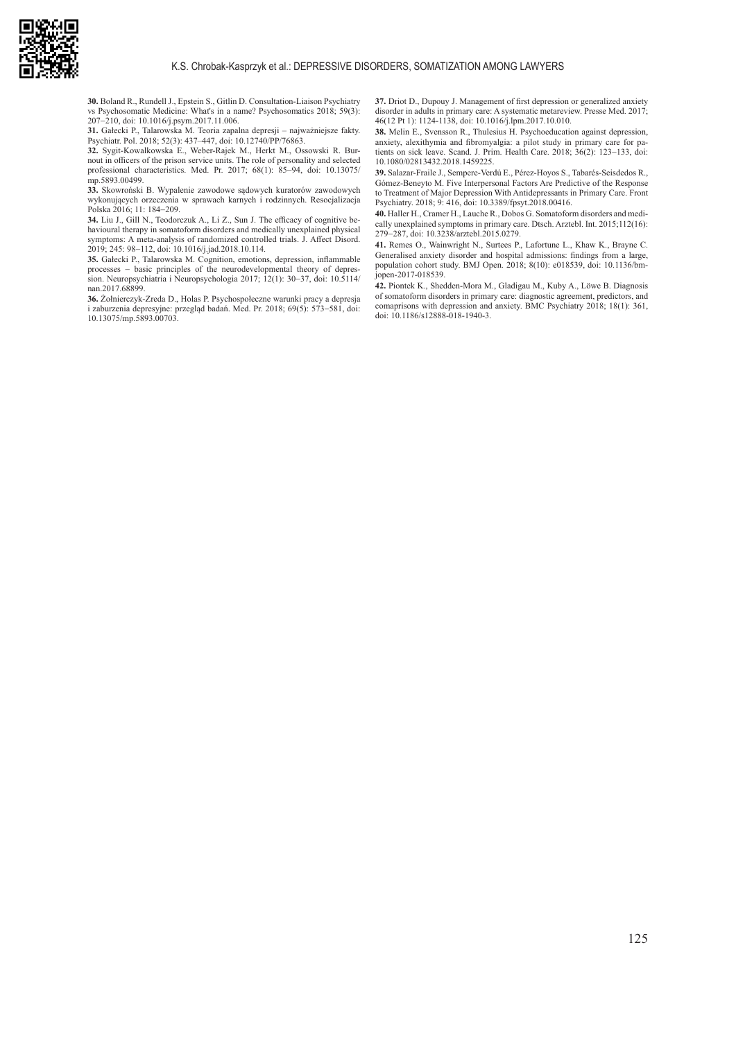**30.** Boland R., Rundell J., Epstein S., Gitlin D. Consultation-Liaison Psychiatry vs Psychosomatic Medicine: What's in a name? Psychosomatics 2018; 59(3): 207–210, doi: 10.1016/j.psym.2017.11.006.

**31.** Gałecki P., Talarowska M. Teoria zapalna depresji – najważniejsze fakty. Psychiatr. Pol. 2018; 52(3): 437–447, doi: 10.12740/PP/76863.

**32.** Sygit-Kowalkowska E., Weber-Rajek M., Herkt M., Ossowski R. Burnout in officers of the prison service units. The role of personality and selected professional characteristics. Med. Pr. 2017; 68(1): 85–94, doi: 10.13075/mp.5893.00499.

**33.** Skowroński B. Wypalenie zawodowe sądowych kuratorów zawodowych wykonujących orzeczenia w sprawach karnych i rodzinnych. Resocjalizacja Polska 2016; 11: 184–209.

**34.** Liu J., Gill N., Teodorczuk A., Li Z., Sun J. The efficacy of cognitive behavioural therapy in somatoform disorders and medically unexplained physical symptoms: A meta-analysis of randomized controlled trials. J. Affect Disord. 2019; 245: 98–112, doi: 10.1016/j.jad.2018.10.114.

**35.** Gałecki P., Talarowska M. Cognition, emotions, depression, inflammable processes – basic principles of the neurodevelopmental theory of depression. Neuropsychiatria i Neuropsychologia 2017; 12(1): 30–37, doi: 10.5114/nan.2017.68899.

**36.** Żołnierczyk-Zreda D., Holas P. Psychospołeczne warunki pracy a depresja i zaburzenia depresyjne: przegląd badań. Med. Pr. 2018; 69(5): 573–581, doi: 10.13075/mp.5893.00703.

**37.** Driot D., Dupouy J. Management of first depression or generalized anxiety disorder in adults in primary care: A systematic metareview. Presse Med. 2017; 46(12 Pt 1): 1124-1138, doi: 10.1016/j.lpm.2017.10.010.

**38.** Melin E., Svensson R., Thulesius H. Psychoeducation against depression, anxiety, alexithymia and fibromyalgia: a pilot study in primary care for patients on sick leave. Scand. J. Prim. Health Care. 2018; 36(2): 123–133, doi: 10.1080/02813432.2018.1459225.

**39.** Salazar-Fraile J., Sempere-Verdú E., Pérez-Hoyos S., Tabarés-Seisdedos R., Gómez-Beneyto M. Five Interpersonal Factors Are Predictive of the Response to Treatment of Major Depression With Antidepressants in Primary Care. Front Psychiatry. 2018; 9: 416, doi: 10.3389/fpsyt.2018.00416.

**40.** Haller H., Cramer H., Lauche R., Dobos G. Somatoform disorders and medically unexplained symptoms in primary care. Dtsch. Arztebl. Int. 2015;112(16): 279–287, doi: 10.3238/arztebl.2015.0279.

**41.** Remes O., Wainwright N., Surtees P., Lafortune L., Khaw K., Brayne C. Generalised anxiety disorder and hospital admissions: findings from a large, population cohort study. BMJ Open. 2018; 8(10): e018539, doi: 10.1136/bmjopen-2017-018539.

**42.** Piontek K., Shedden-Mora M., Gladigau M., Kuby A., Löwe B. Diagnosis of somatoform disorders in primary care: diagnostic agreement, predictors, and comaprisons with depression and anxiety. BMC Psychiatry 2018; 18(1): 361, doi: 10.1186/s12888-018-1940-3.